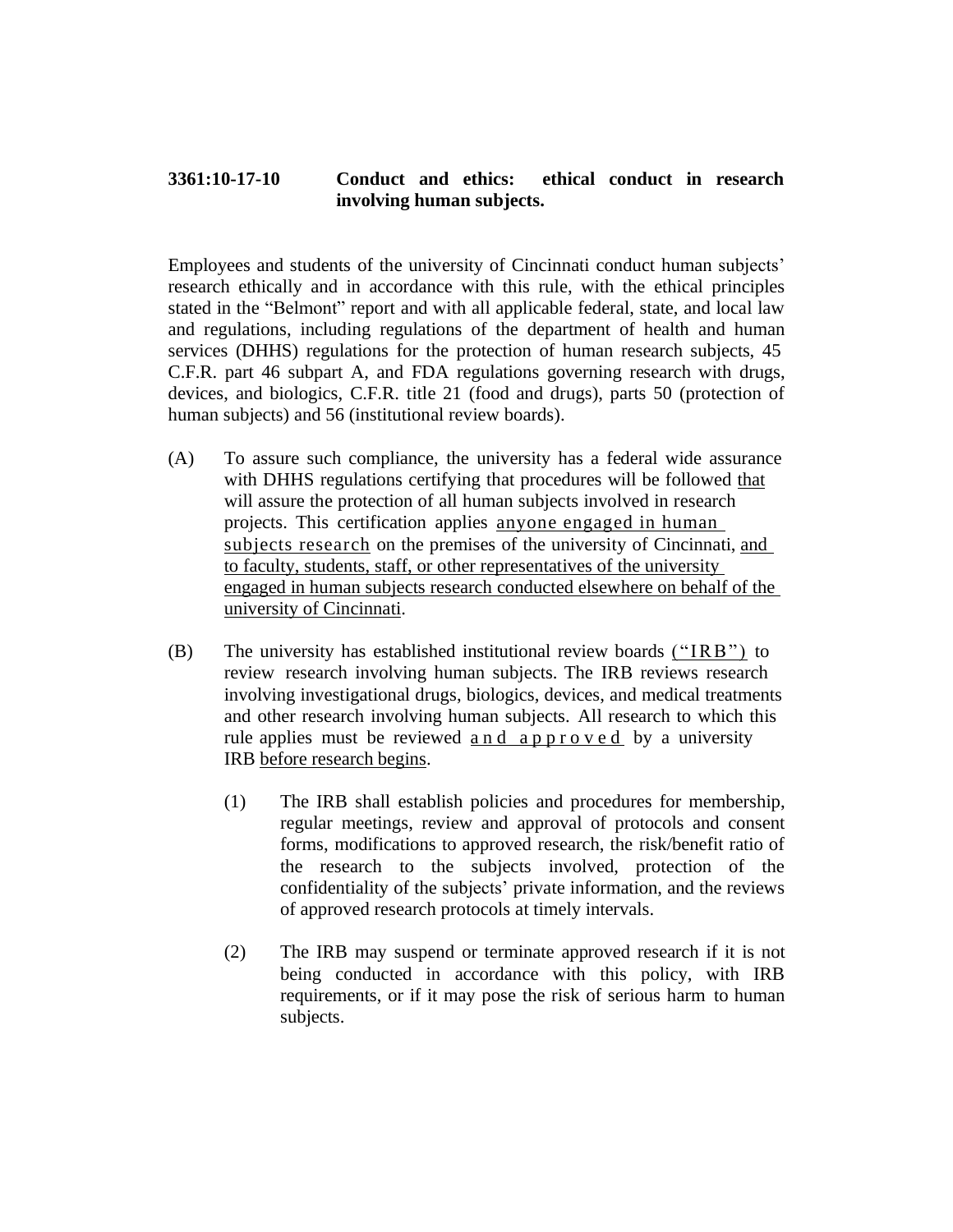**3361:10-17-10 Conduct and ethics: ethical conduct in research involving human subjects.**

Employees and students of the university of Cincinnati conduct human subjects' research ethically and in accordance with this rule, with the ethical principles stated in the "Belmont" report and with all applicable federal, state, and local law and regulations, including regulations of the department of health and human services (DHHS) regulations for the protection of human research subjects, 45 C.F.R. part 46 subpart A, and FDA regulations governing research with drugs, devices, and biologics, C.F.R. title 21 (food and drugs), parts 50 (protection of human subjects) and 56 (institutional review boards).

(A) To assure such compliance, the university has a federal wide assurance with DHHS regulations certifying that procedures will be followed that will assure the protection of all human subjects involved in research projects. This certification applies anyone engaged in human subjects research on the premises of the university of Cincinnati, and to faculty, students, staff, or other representatives of the university engaged in human subjects research conducted elsewhere on behalf of the university of Cincinnati.

(B) The university has established institutional review boards ("IRB") to review research involving human subjects. The IRB reviews research involving investigational drugs, biologics, devices, and medical treatments and other research involving human subjects. All research to which this rule applies must be reviewed and approved by a university IRB before research begins.

  (1) The IRB shall establish policies and procedures for membership, regular meetings, review and approval of protocols and consent forms, modifications to approved research, the risk/benefit ratio of the research to the subjects involved, protection of the confidentiality of the subjects' private information, and the reviews of approved research protocols at timely intervals.

  (2) The IRB may suspend or terminate approved research if it is not being conducted in accordance with this policy, with IRB requirements, or if it may pose the risk of serious harm to human subjects.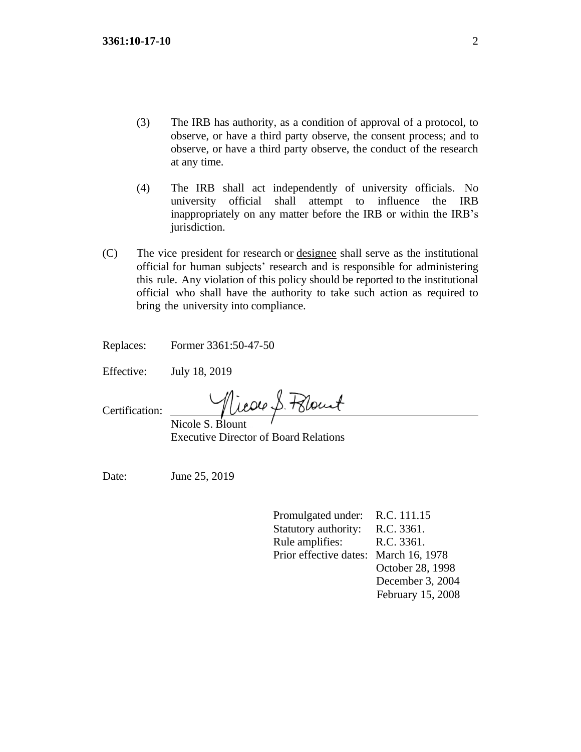(3) The IRB has authority, as a condition of approval of a protocol, to observe, or have a third party observe, the consent process; and to observe, or have a third party observe, the conduct of the research at any time.

(4) The IRB shall act independently of university officials. No university official shall attempt to influence the IRB inappropriately on any matter before the IRB or within the IRB's jurisdiction.

(C) The vice president for research or designee shall serve as the institutional official for human subjects' research and is responsible for administering this rule. Any violation of this policy should be reported to the institutional official who shall have the authority to take such action as required to bring the university into compliance.

Replaces: Former 3361:50-47-50

Effective: July 18, 2019

Certification: ______________________________
Nicole S. Blount
Executive Director of Board Relations

Date: June 25, 2019

Promulgated under: R.C. 111.15
Statutory authority: R.C. 3361.
Rule amplifies: R.C. 3361.
Prior effective dates: March 16, 1978
October 28, 1998
December 3, 2004
February 15, 2008